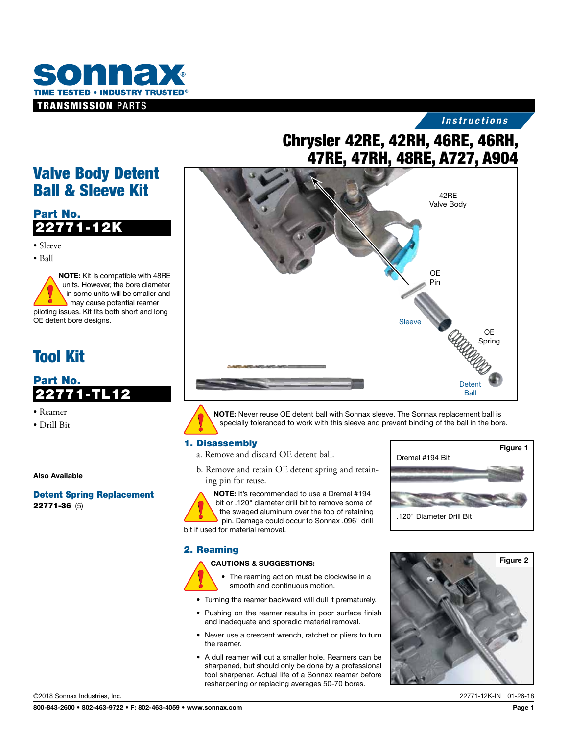# Chrysler 42RE, 42RH, 46RE, 46RH, 47RE, 47RH, 48RE, A727, A904

*Instructions*

## Valve Body Detent Ball & Sleeve Kit

**Part No.**
**22771-12K**

- Sleeve
- Ball

**NOTE:** Kit is compatible with 48RE units. However, the bore diameter in some units will be smaller and may cause potential reamer piloting issues. Kit fits both short and long OE detent bore designs.

## Tool Kit

**Part No.**
**22771-TL12**

- Reamer
- Drill Bit

**Also Available**

**Detent Spring Replacement**
**22771-36** (5)

42RE Valve Body

OE Pin

Sleeve

OE Spring

Detent Ball

**NOTE:** Never reuse OE detent ball with Sonnax sleeve. The Sonnax replacement ball is specially toleranced to work with this sleeve and prevent binding of the ball in the bore.

### 1. Disassembly

a. Remove and discard OE detent ball.

b. Remove and retain OE detent spring and retaining pin for reuse.

**NOTE:** It's recommended to use a Dremel #194 bit or .120" diameter drill bit to remove some of the swaged aluminum over the top of retaining pin. Damage could occur to Sonnax .096" drill bit if used for material removal.

**Figure 1**

Dremel #194 Bit

.120" Diameter Drill Bit

### 2. Reaming

**CAUTIONS & SUGGESTIONS:**

- The reaming action must be clockwise in a smooth and continuous motion.
- Turning the reamer backward will dull it prematurely.
- Pushing on the reamer results in poor surface finish and inadequate and sporadic material removal.
- Never use a crescent wrench, ratchet or pliers to turn the reamer.
- A dull reamer will cut a smaller hole. Reamers can be sharpened, but should only be done by a professional tool sharpener. Actual life of a Sonnax reamer before resharpening or replacing averages 50-70 bores.

**Figure 2**

©2018 Sonnax Industries, Inc.

22771-12K-IN 01-26-18

800-843-2600 • 802-463-9722 • F: 802-463-4059 • www.sonnax.com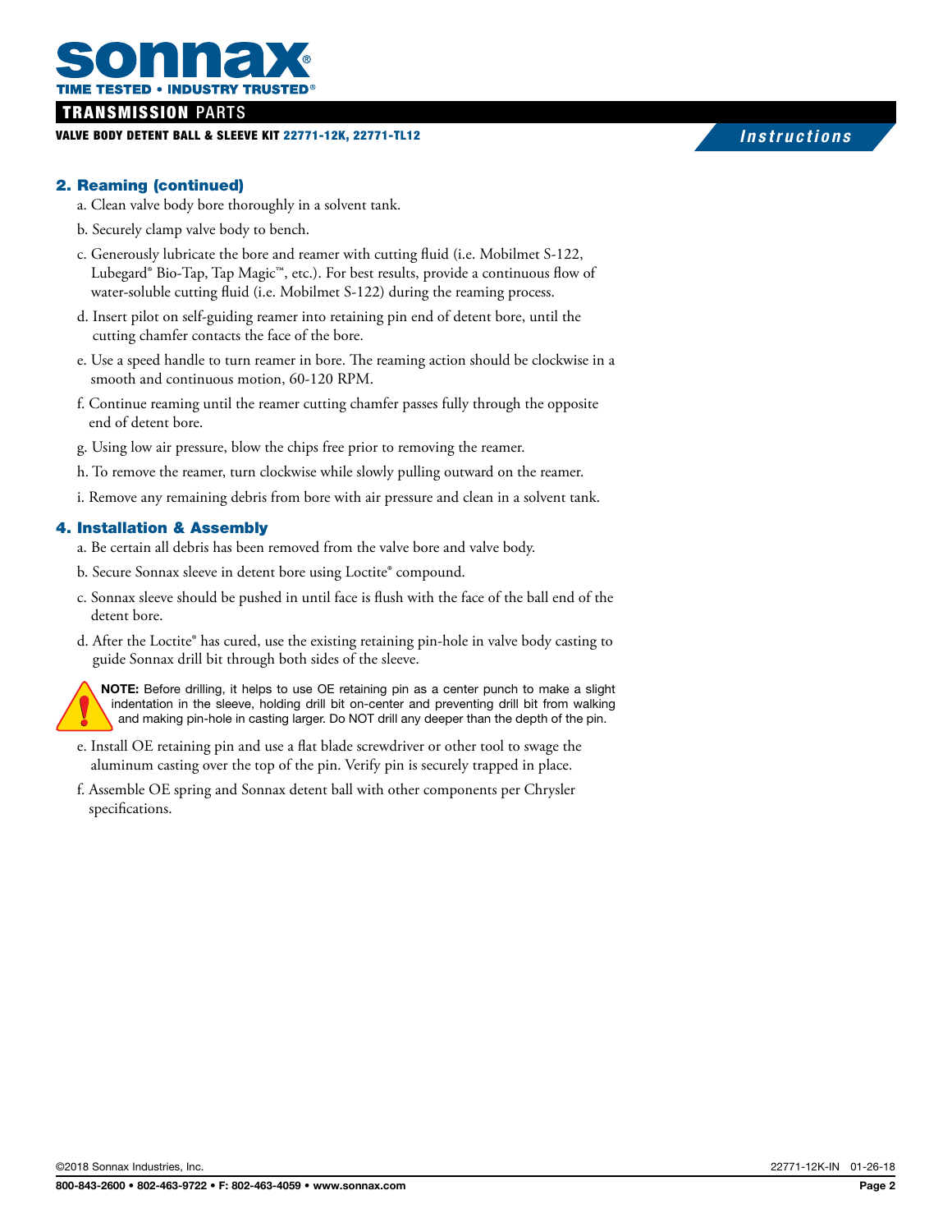## 2. Reaming (continued)

a. Clean valve body bore thoroughly in a solvent tank.

b. Securely clamp valve body to bench.

c. Generously lubricate the bore and reamer with cutting fluid (i.e. Mobilmet S-122, Lubegard® Bio-Tap, Tap Magic™, etc.). For best results, provide a continuous flow of water-soluble cutting fluid (i.e. Mobilmet S-122) during the reaming process.

d. Insert pilot on self-guiding reamer into retaining pin end of detent bore, until the cutting chamfer contacts the face of the bore.

e. Use a speed handle to turn reamer in bore. The reaming action should be clockwise in a smooth and continuous motion, 60-120 RPM.

f. Continue reaming until the reamer cutting chamfer passes fully through the opposite end of detent bore.

g. Using low air pressure, blow the chips free prior to removing the reamer.

h. To remove the reamer, turn clockwise while slowly pulling outward on the reamer.

i. Remove any remaining debris from bore with air pressure and clean in a solvent tank.

## 4. Installation & Assembly

a. Be certain all debris has been removed from the valve bore and valve body.

b. Secure Sonnax sleeve in detent bore using Loctite® compound.

c. Sonnax sleeve should be pushed in until face is flush with the face of the ball end of the detent bore.

d. After the Loctite® has cured, use the existing retaining pin-hole in valve body casting to guide Sonnax drill bit through both sides of the sleeve.

**NOTE:** Before drilling, it helps to use OE retaining pin as a center punch to make a slight indentation in the sleeve, holding drill bit on-center and preventing drill bit from walking and making pin-hole in casting larger. Do NOT drill any deeper than the depth of the pin.

e. Install OE retaining pin and use a flat blade screwdriver or other tool to swage the aluminum casting over the top of the pin. Verify pin is securely trapped in place.

f. Assemble OE spring and Sonnax detent ball with other components per Chrysler specifications.